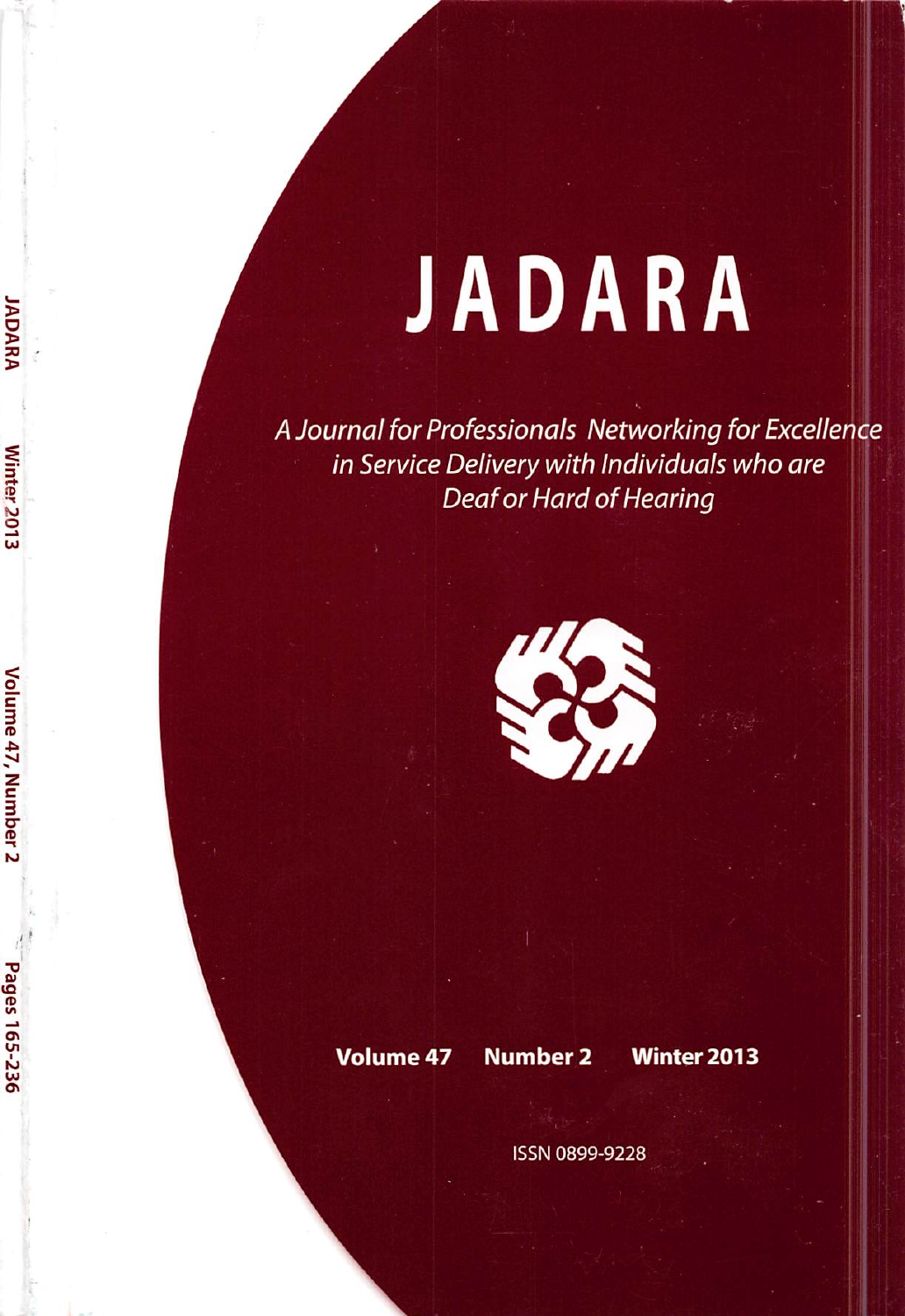# JADARA

*A Journal for Professionals Networking for Excellence in Service Delivery with Individuals who are Deaf or Hard of Hearing*

**Volume 47 Number 2 Winter 2013**

ISSN 0899-9228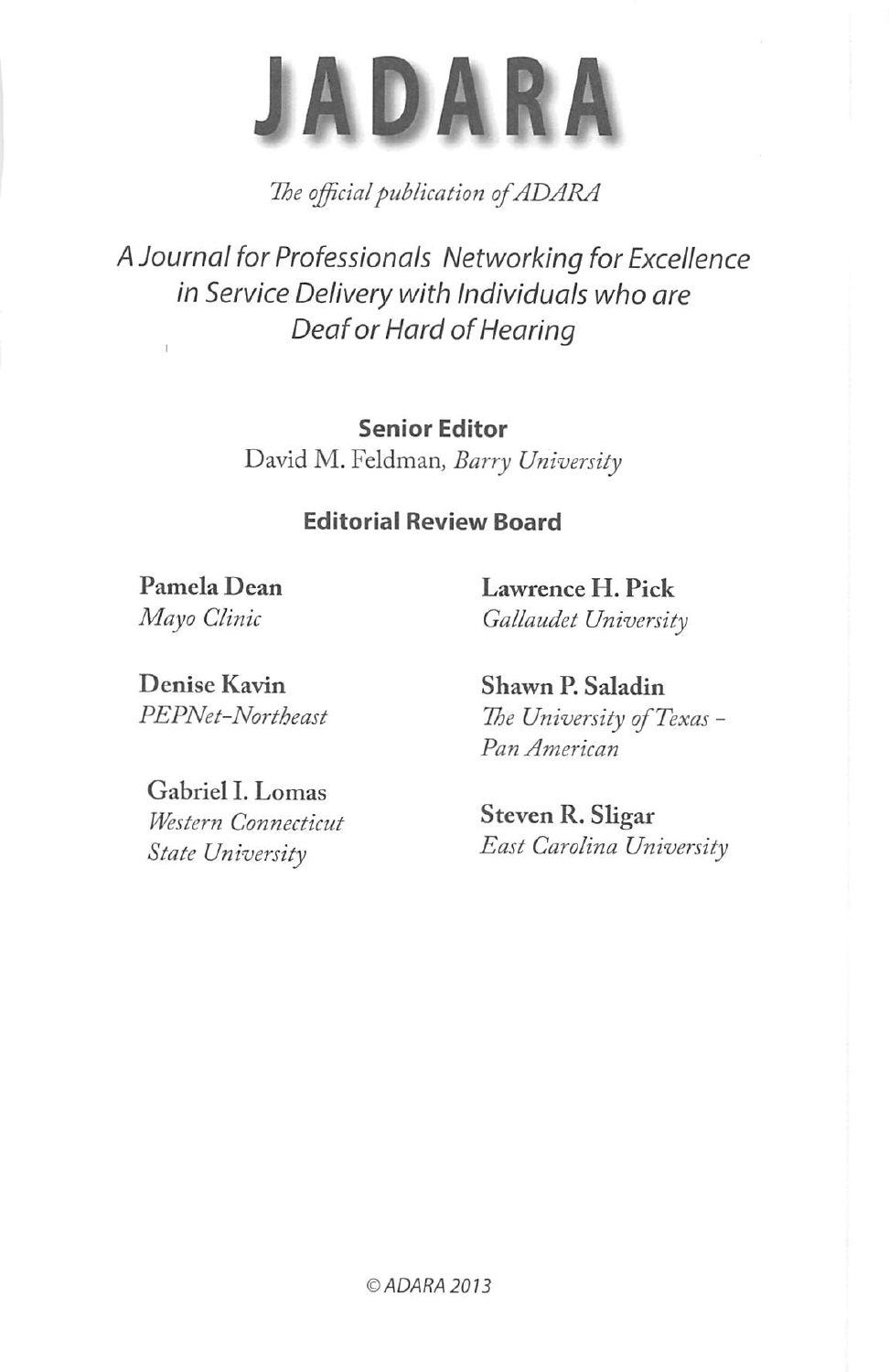# JADARA

*The official publication of ADARA*

*A Journal for Professionals Networking for Excellence in Service Delivery with Individuals who are Deaf or Hard of Hearing*

**Senior Editor**

David M. Feldman, *Barry University*

**Editorial Review Board**

**Pamela Dean**
*Mayo Clinic*

**Denise Kavin**
*PEPNet-Northeast*

**Gabriel I. Lomas**
*Western Connecticut State University*

**Lawrence H. Pick**
*Gallaudet University*

**Shawn P. Saladin**
*The University of Texas - Pan American*

**Steven R. Sligar**
*East Carolina University*

© ADARA 2013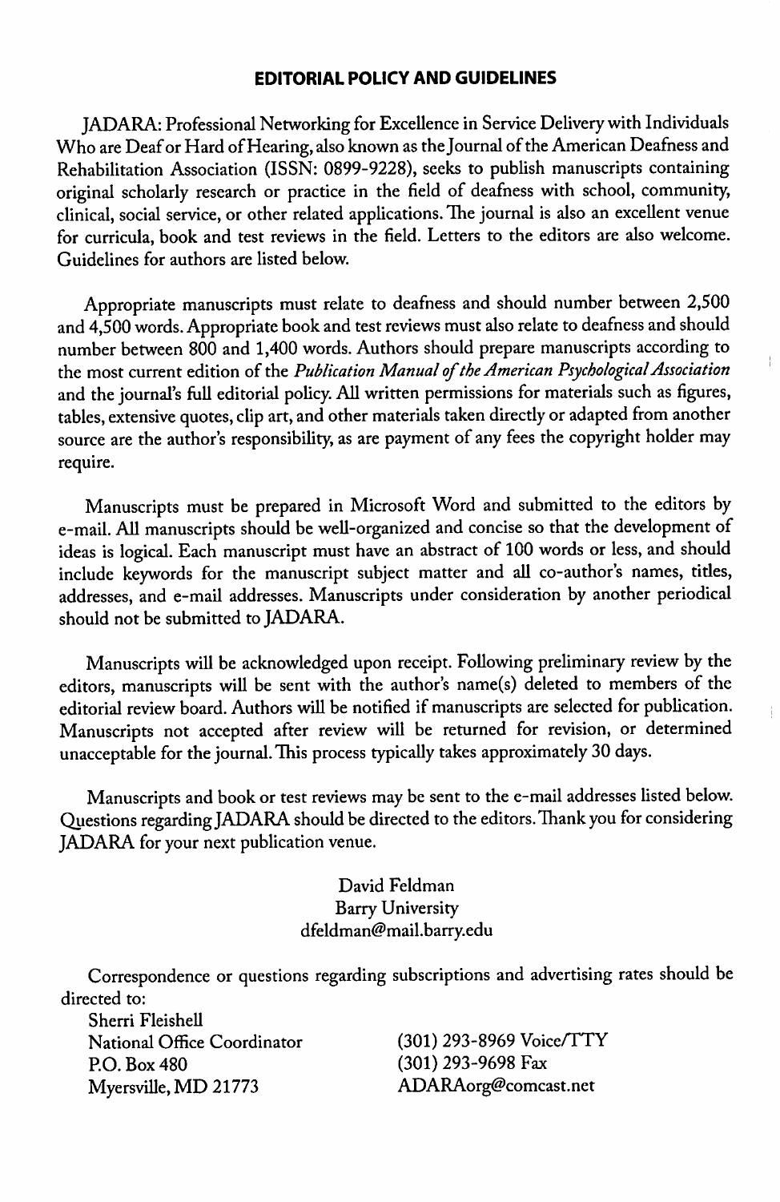## EDITORIAL POLICY AND GUIDELINES

JADARA: Professional Networking for Excellence in Service Delivery with Individuals Who are Deaf or Hard of Hearing, also known as the Journal of the American Deafness and Rehabilitation Association (ISSN: 0899-9228), seeks to publish manuscripts containing original scholarly research or practice in the field of deafness with school, community, clinical, social service, or other related applications. The journal is also an excellent venue for curricula, book and test reviews in the field. Letters to the editors are also welcome. Guidelines for authors are listed below.

Appropriate manuscripts must relate to deafness and should number between 2,500 and 4,500 words. Appropriate book and test reviews must also relate to deafness and should number between 800 and 1,400 words. Authors should prepare manuscripts according to the most current edition of the *Publication Manual of the American Psychological Association* and the journal's full editorial policy. All written permissions for materials such as figures, tables, extensive quotes, clip art, and other materials taken directly or adapted from another source are the author's responsibility, as are payment of any fees the copyright holder may require.

Manuscripts must be prepared in Microsoft Word and submitted to the editors by e-mail. All manuscripts should be well-organized and concise so that the development of ideas is logical. Each manuscript must have an abstract of 100 words or less, and should include keywords for the manuscript subject matter and all co-author's names, titles, addresses, and e-mail addresses. Manuscripts under consideration by another periodical should not be submitted to JADARA.

Manuscripts will be acknowledged upon receipt. Following preliminary review by the editors, manuscripts will be sent with the author's name(s) deleted to members of the editorial review board. Authors will be notified if manuscripts are selected for publication. Manuscripts not accepted after review will be returned for revision, or determined unacceptable for the journal. This process typically takes approximately 30 days.

Manuscripts and book or test reviews may be sent to the e-mail addresses listed below. Questions regarding JADARA should be directed to the editors. Thank you for considering JADARA for your next publication venue.

David Feldman
Barry University
dfeldman@mail.barry.edu

Correspondence or questions regarding subscriptions and advertising rates should be directed to:

Sherri Fleishell
National Office Coordinator
P.O. Box 480
Myersville, MD 21773

(301) 293-8969 Voice/TTY
(301) 293-9698 Fax
ADARAorg@comcast.net